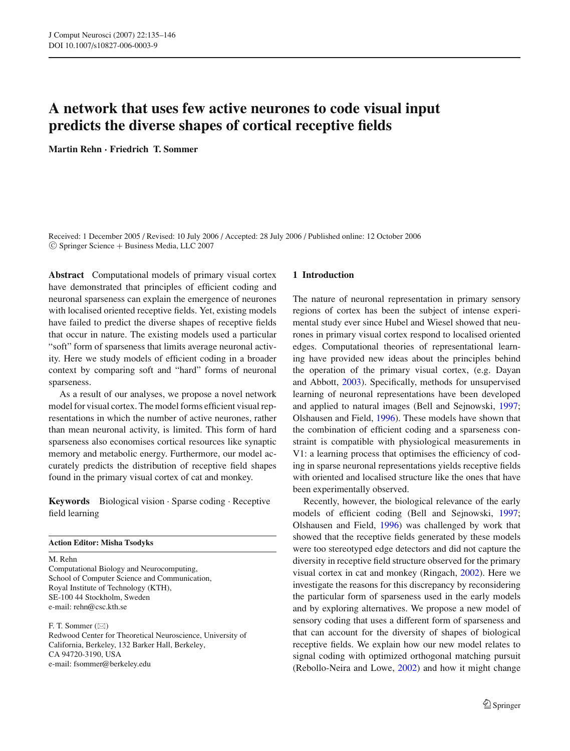# A network that uses few active neurones to code visual input predicts the diverse shapes of cortical receptive fields

**Martin Rehn · Friedrich T. Sommer**

Received: 1 December 2005 / Revised: 10 July 2006 / Accepted: 28 July 2006 / Published online: 12 October 2006
© Springer Science + Business Media, LLC 2007

**Abstract** Computational models of primary visual cortex have demonstrated that principles of efficient coding and neuronal sparseness can explain the emergence of neurones with localised oriented receptive fields. Yet, existing models have failed to predict the diverse shapes of receptive fields that occur in nature. The existing models used a particular "soft" form of sparseness that limits average neuronal activity. Here we study models of efficient coding in a broader context by comparing soft and "hard" forms of neuronal sparseness.

As a result of our analyses, we propose a novel network model for visual cortex. The model forms efficient visual representations in which the number of active neurones, rather than mean neuronal activity, is limited. This form of hard sparseness also economises cortical resources like synaptic memory and metabolic energy. Furthermore, our model accurately predicts the distribution of receptive field shapes found in the primary visual cortex of cat and monkey.

**Keywords** Biological vision · Sparse coding · Receptive field learning

**Action Editor: Misha Tsodyks**

M. Rehn
Computational Biology and Neurocomputing,
School of Computer Science and Communication,
Royal Institute of Technology (KTH),
SE-100 44 Stockholm, Sweden
e-mail: rehn@csc.kth.se

F. T. Sommer (✉)
Redwood Center for Theoretical Neuroscience, University of California, Berkeley, 132 Barker Hall, Berkeley, CA 94720-3190, USA
e-mail: fsommer@berkeley.edu

## 1 Introduction

The nature of neuronal representation in primary sensory regions of cortex has been the subject of intense experimental study ever since Hubel and Wiesel showed that neurones in primary visual cortex respond to localised oriented edges. Computational theories of representational learning have provided new ideas about the principles behind the operation of the primary visual cortex, (e.g. Dayan and Abbott, 2003). Specifically, methods for unsupervised learning of neuronal representations have been developed and applied to natural images (Bell and Sejnowski, 1997; Olshausen and Field, 1996). These models have shown that the combination of efficient coding and a sparseness constraint is compatible with physiological measurements in V1: a learning process that optimises the efficiency of coding in sparse neuronal representations yields receptive fields with oriented and localised structure like the ones that have been experimentally observed.

Recently, however, the biological relevance of the early models of efficient coding (Bell and Sejnowski, 1997; Olshausen and Field, 1996) was challenged by work that showed that the receptive fields generated by these models were too stereotyped edge detectors and did not capture the diversity in receptive field structure observed for the primary visual cortex in cat and monkey (Ringach, 2002). Here we investigate the reasons for this discrepancy by reconsidering the particular form of sparseness used in the early models and by exploring alternatives. We propose a new model of sensory coding that uses a different form of sparseness and that can account for the diversity of shapes of biological receptive fields. We explain how our new model relates to signal coding with optimized orthogonal matching pursuit (Rebollo-Neira and Lowe, 2002) and how it might change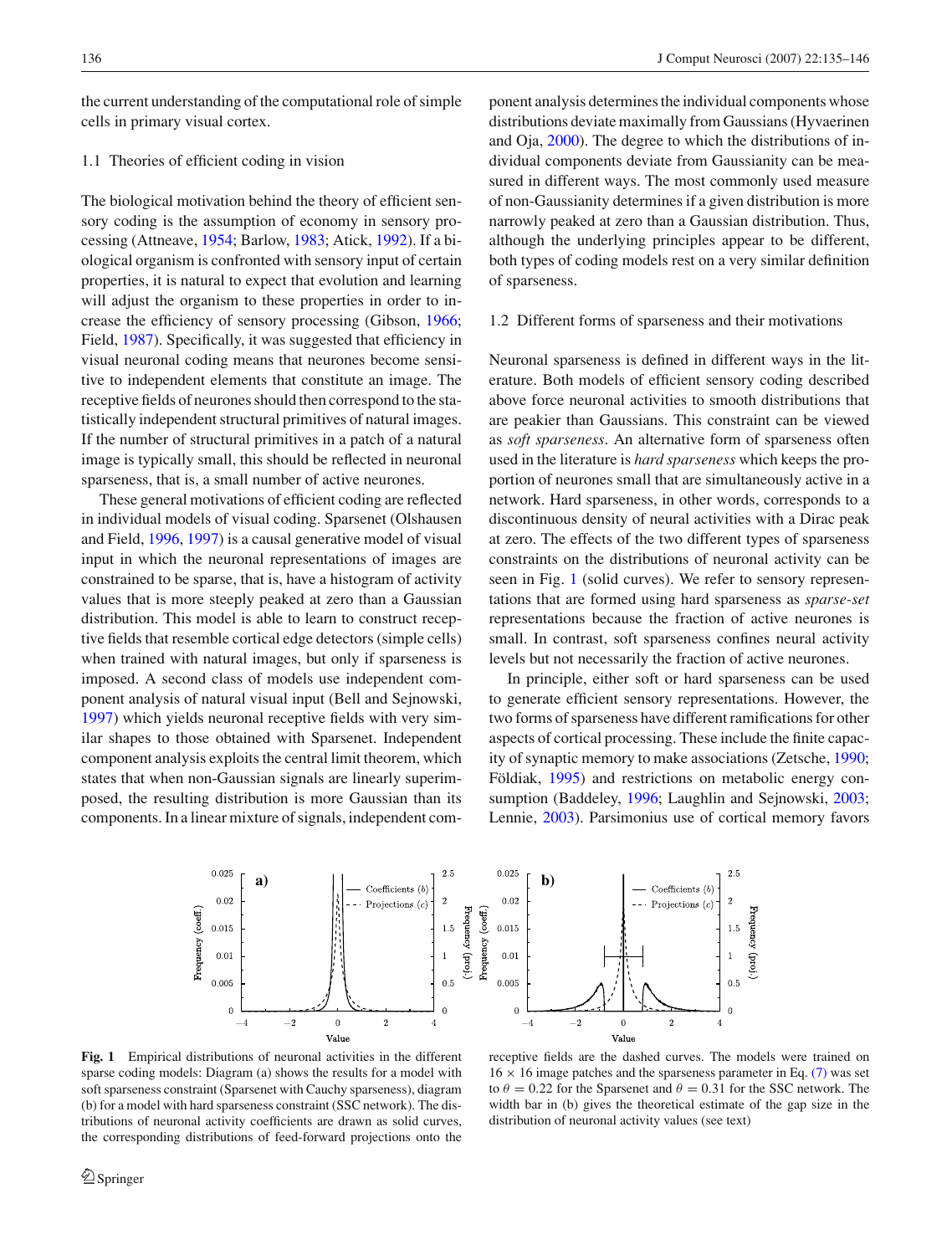the current understanding of the computational role of simple cells in primary visual cortex.

### 1.1 Theories of efficient coding in vision

The biological motivation behind the theory of efficient sensory coding is the assumption of economy in sensory processing (Attneave, 1954; Barlow, 1983; Atick, 1992). If a biological organism is confronted with sensory input of certain properties, it is natural to expect that evolution and learning will adjust the organism to these properties in order to increase the efficiency of sensory processing (Gibson, 1966; Field, 1987). Specifically, it was suggested that efficiency in visual neuronal coding means that neurones become sensitive to independent elements that constitute an image. The receptive fields of neurones should then correspond to the statistically independent structural primitives of natural images. If the number of structural primitives in a patch of a natural image is typically small, this should be reflected in neuronal sparseness, that is, a small number of active neurones.

These general motivations of efficient coding are reflected in individual models of visual coding. Sparsenet (Olshausen and Field, 1996, 1997) is a causal generative model of visual input in which the neuronal representations of images are constrained to be sparse, that is, have a histogram of activity values that is more steeply peaked at zero than a Gaussian distribution. This model is able to learn to construct receptive fields that resemble cortical edge detectors (simple cells) when trained with natural images, but only if sparseness is imposed. A second class of models use independent component analysis of natural visual input (Bell and Sejnowski, 1997) which yields neuronal receptive fields with very similar shapes to those obtained with Sparsenet. Independent component analysis exploits the central limit theorem, which states that when non-Gaussian signals are linearly superimposed, the resulting distribution is more Gaussian than its components. In a linear mixture of signals, independent component analysis determines the individual components whose distributions deviate maximally from Gaussians (Hyvaerinen and Oja, 2000). The degree to which the distributions of individual components deviate from Gaussianity can be measured in different ways. The most commonly used measure of non-Gaussianity determines if a given distribution is more narrowly peaked at zero than a Gaussian distribution. Thus, although the underlying principles appear to be different, both types of coding models rest on a very similar definition of sparseness.

### 1.2 Different forms of sparseness and their motivations

Neuronal sparseness is defined in different ways in the literature. Both models of efficient sensory coding described above force neuronal activities to smooth distributions that are peakier than Gaussians. This constraint can be viewed as *soft sparseness*. An alternative form of sparseness often used in the literature is *hard sparseness* which keeps the proportion of neurones small that are simultaneously active in a network. Hard sparseness, in other words, corresponds to a discontinuous density of neural activities with a Dirac peak at zero. The effects of the two different types of sparseness constraints on the distributions of neuronal activity can be seen in Fig. 1 (solid curves). We refer to sensory representations that are formed using hard sparseness as *sparse-set* representations because the fraction of active neurones is small. In contrast, soft sparseness confines neural activity levels but not necessarily the fraction of active neurones.

In principle, either soft or hard sparseness can be used to generate efficient sensory representations. However, the two forms of sparseness have different ramifications for other aspects of cortical processing. These include the finite capacity of synaptic memory to make associations (Zetsche, 1990; Földiak, 1995) and restrictions on metabolic energy consumption (Baddeley, 1996; Laughlin and Sejnowski, 2003; Lennie, 2003). Parsimonius use of cortical memory favors

**Fig. 1** Empirical distributions of neuronal activities in the different sparse coding models: Diagram (a) shows the results for a model with soft sparseness constraint (Sparsenet with Cauchy sparseness), diagram (b) for a model with hard sparseness constraint (SSC network). The distributions of neuronal activity coefficients are drawn as solid curves, the corresponding distributions of feed-forward projections onto the receptive fields are the dashed curves. The models were trained on $16 \times 16$ image patches and the sparseness parameter in Eq. (7) was set to $\theta = 0.22$ for the Sparsenet and $\theta = 0.31$ for the SSC network. The width bar in (b) gives the theoretical estimate of the gap size in the distribution of neuronal activity values (see text)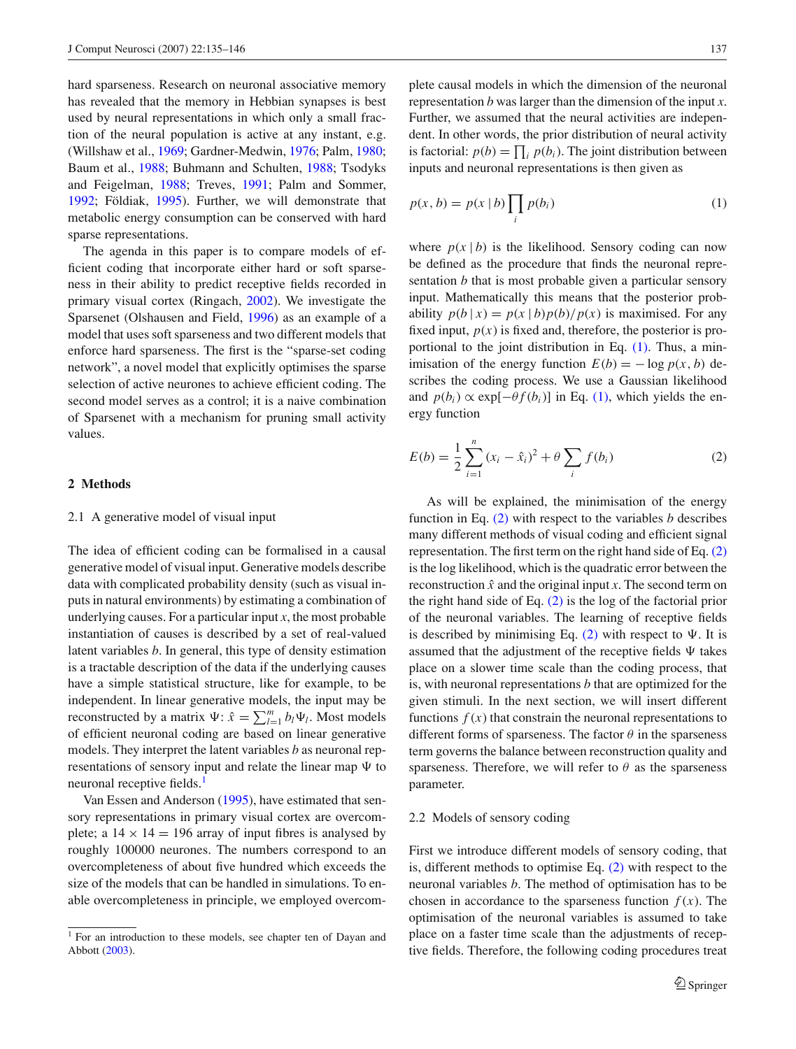hard sparseness. Research on neuronal associative memory has revealed that the memory in Hebbian synapses is best used by neural representations in which only a small fraction of the neural population is active at any instant, e.g. (Willshaw et al., 1969; Gardner-Medwin, 1976; Palm, 1980; Baum et al., 1988; Buhmann and Schulten, 1988; Tsodyks and Feigelman, 1988; Treves, 1991; Palm and Sommer, 1992; Földiak, 1995). Further, we will demonstrate that metabolic energy consumption can be conserved with hard sparse representations.

The agenda in this paper is to compare models of efficient coding that incorporate either hard or soft sparseness in their ability to predict receptive fields recorded in primary visual cortex (Ringach, 2002). We investigate the Sparsenet (Olshausen and Field, 1996) as an example of a model that uses soft sparseness and two different models that enforce hard sparseness. The first is the "sparse-set coding network", a novel model that explicitly optimises the sparse selection of active neurones to achieve efficient coding. The second model serves as a control; it is a naive combination of Sparsenet with a mechanism for pruning small activity values.

## 2 Methods

### 2.1 A generative model of visual input

The idea of efficient coding can be formalised in a causal generative model of visual input. Generative models describe data with complicated probability density (such as visual inputs in natural environments) by estimating a combination of underlying causes. For a particular input $x$, the most probable instantiation of causes is described by a set of real-valued latent variables $b$. In general, this type of density estimation is a tractable description of the data if the underlying causes have a simple statistical structure, like for example, to be independent. In linear generative models, the input may be reconstructed by a matrix $\Psi$: $\hat{x} = \sum_{l=1}^{m} b_l \Psi_l$. Most models of efficient neuronal coding are based on linear generative models. They interpret the latent variables $b$ as neuronal representations of sensory input and relate the linear map $\Psi$ to neuronal receptive fields.[1]

Van Essen and Anderson (1995), have estimated that sensory representations in primary visual cortex are overcomplete; a $14 \times 14 = 196$ array of input fibres is analysed by roughly 100000 neurones. The numbers correspond to an overcompleteness of about five hundred which exceeds the size of the models that can be handled in simulations. To enable overcompleteness in principle, we employed overcomplete causal models in which the dimension of the neuronal representation $b$ was larger than the dimension of the input $x$. Further, we assumed that the neural activities are independent. In other words, the prior distribution of neural activity is factorial: $p(b) = \prod_i p(b_i)$. The joint distribution between inputs and neuronal representations is then given as

$$p(x, b) = p(x \mid b) \prod_i p(b_i) \tag{1}$$

where $p(x \mid b)$ is the likelihood. Sensory coding can now be defined as the procedure that finds the neuronal representation $b$ that is most probable given a particular sensory input. Mathematically this means that the posterior probability $p(b \mid x) = p(x \mid b)p(b)/p(x)$ is maximised. For any fixed input, $p(x)$ is fixed and, therefore, the posterior is proportional to the joint distribution in Eq. (1). Thus, a minimisation of the energy function $E(b) = -\log p(x, b)$ describes the coding process. We use a Gaussian likelihood and $p(b_i) \propto \exp[-\theta f(b_i)]$ in Eq. (1), which yields the energy function

$$E(b) = \frac{1}{2} \sum_{i=1}^{n} (x_i - \hat{x}_i)^2 + \theta \sum_i f(b_i) \tag{2}$$

As will be explained, the minimisation of the energy function in Eq. (2) with respect to the variables $b$ describes many different methods of visual coding and efficient signal representation. The first term on the right hand side of Eq. (2) is the log likelihood, which is the quadratic error between the reconstruction $\hat{x}$ and the original input $x$. The second term on the right hand side of Eq. (2) is the log of the factorial prior of the neuronal variables. The learning of receptive fields is described by minimising Eq. (2) with respect to $\Psi$. It is assumed that the adjustment of the receptive fields $\Psi$ takes place on a slower time scale than the coding process, that is, with neuronal representations $b$ that are optimized for the given stimuli. In the next section, we will insert different functions $f(x)$ that constrain the neuronal representations to different forms of sparseness. The factor $\theta$ in the sparseness term governs the balance between reconstruction quality and sparseness. Therefore, we will refer to $\theta$ as the sparseness parameter.

### 2.2 Models of sensory coding

First we introduce different models of sensory coding, that is, different methods to optimise Eq. (2) with respect to the neuronal variables $b$. The method of optimisation has to be chosen in accordance to the sparseness function $f(x)$. The optimisation of the neuronal variables is assumed to take place on a faster time scale than the adjustments of receptive fields. Therefore, the following coding procedures treat

---

[1] For an introduction to these models, see chapter ten of Dayan and Abbott (2003).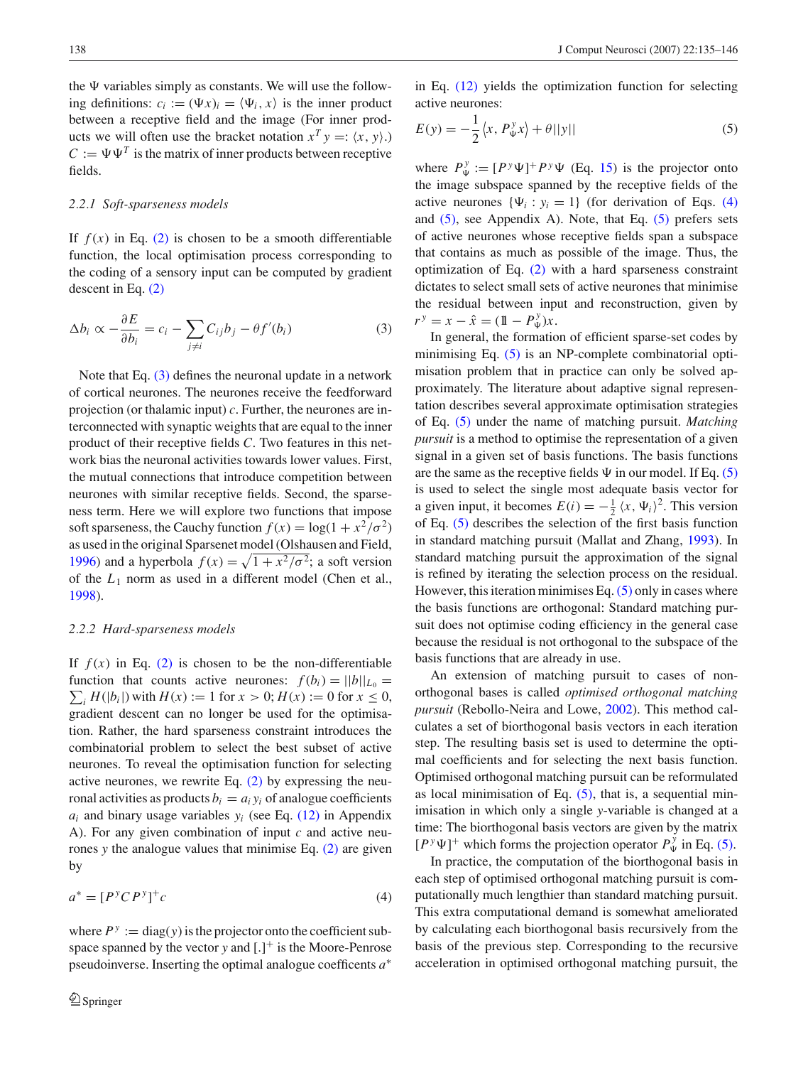the $\Psi$ variables simply as constants. We will use the following definitions: $c_i := (\Psi x)_i = \langle \Psi_i, x \rangle$ is the inner product between a receptive field and the image (For inner products we will often use the bracket notation $x^T y =: \langle x, y \rangle$.) $C := \Psi \Psi^T$ is the matrix of inner products between receptive fields.

### 2.2.1 Soft-sparseness models

If $f(x)$ in Eq. (2) is chosen to be a smooth differentiable function, the local optimisation process corresponding to the coding of a sensory input can be computed by gradient descent in Eq. (2)

$$\Delta b_i \propto -\frac{\partial E}{\partial b_i} = c_i - \sum_{j \neq i} C_{ij} b_j - \theta f'(b_i) \tag{3}$$

Note that Eq. (3) defines the neuronal update in a network of cortical neurones. The neurones receive the feedforward projection (or thalamic input) $c$. Further, the neurones are interconnected with synaptic weights that are equal to the inner product of their receptive fields $C$. Two features in this network bias the neuronal activities towards lower values. First, the mutual connections that introduce competition between neurones with similar receptive fields. Second, the sparseness term. Here we will explore two functions that impose soft sparseness, the Cauchy function $f(x) = \log(1 + x^2/\sigma^2)$ as used in the original Sparsenet model (Olshausen and Field, 1996) and a hyperbola $f(x) = \sqrt{1 + x^2/\sigma^2}$; a soft version of the $L_1$ norm as used in a different model (Chen et al., 1998).

### 2.2.2 Hard-sparseness models

If $f(x)$ in Eq. (2) is chosen to be the non-differentiable function that counts active neurones: $f(b_i) = ||b||_{L_0} = \sum_i H(|b_i|)$ with $H(x) := 1$ for $x > 0$; $H(x) := 0$ for $x \leq 0$, gradient descent can no longer be used for the optimisation. Rather, the hard sparseness constraint introduces the combinatorial problem to select the best subset of active neurones. To reveal the optimisation function for selecting active neurones, we rewrite Eq. (2) by expressing the neuronal activities as products $b_i = a_i y_i$ of analogue coefficients $a_i$ and binary usage variables $y_i$ (see Eq. (12) in Appendix A). For any given combination of input $c$ and active neurones $y$ the analogue values that minimise Eq. (2) are given by

$$a^* = [P^y C P^y]^+ c \tag{4}$$

where $P^y := \mathrm{diag}(y)$ is the projector onto the coefficient subspace spanned by the vector $y$ and $[.]^+$ is the Moore-Penrose pseudoinverse. Inserting the optimal analogue coefficents $a^*$ in Eq. (12) yields the optimization function for selecting active neurones:

$$E(y) = -\frac{1}{2} \langle x, P_\Psi^y x \rangle + \theta ||y|| \tag{5}$$

where $P_\Psi^y := [P^y \Psi]^+ P^y \Psi$ (Eq. 15) is the projector onto the image subspace spanned by the receptive fields of the active neurones $\{\Psi_i : y_i = 1\}$ (for derivation of Eqs. (4) and (5), see Appendix A). Note, that Eq. (5) prefers sets of active neurones whose receptive fields span a subspace that contains as much as possible of the image. Thus, the optimization of Eq. (2) with a hard sparseness constraint dictates to select small sets of active neurones that minimise the residual between input and reconstruction, given by $r^y = x - \hat{x} = (\mathbb{1} - P_\Psi^y)x$.

In general, the formation of efficient sparse-set codes by minimising Eq. (5) is an NP-complete combinatorial optimisation problem that in practice can only be solved approximately. The literature about adaptive signal representation describes several approximate optimisation strategies of Eq. (5) under the name of matching pursuit. *Matching pursuit* is a method to optimise the representation of a given signal in a given set of basis functions. The basis functions are the same as the receptive fields $\Psi$ in our model. If Eq. (5) is used to select the single most adequate basis vector for a given input, it becomes $E(i) = -\frac{1}{2} \langle x, \Psi_i \rangle^2$. This version of Eq. (5) describes the selection of the first basis function in standard matching pursuit (Mallat and Zhang, 1993). In standard matching pursuit the approximation of the signal is refined by iterating the selection process on the residual. However, this iteration minimises Eq. (5) only in cases where the basis functions are orthogonal: Standard matching pursuit does not optimise coding efficiency in the general case because the residual is not orthogonal to the subspace of the basis functions that are already in use.

An extension of matching pursuit to cases of non-orthogonal bases is called *optimised orthogonal matching pursuit* (Rebollo-Neira and Lowe, 2002). This method calculates a set of biorthogonal basis vectors in each iteration step. The resulting basis set is used to determine the optimal coefficients and for selecting the next basis function. Optimised orthogonal matching pursuit can be reformulated as local minimisation of Eq. (5), that is, a sequential minimisation in which only a single $y$-variable is changed at a time: The biorthogonal basis vectors are given by the matrix $[P^y \Psi]^+$ which forms the projection operator $P_\Psi^y$ in Eq. (5).

In practice, the computation of the biorthogonal basis in each step of optimised orthogonal matching pursuit is computationally much lengthier than standard matching pursuit. This extra computational demand is somewhat ameliorated by calculating each biorthogonal basis recursively from the basis of the previous step. Corresponding to the recursive acceleration in optimised orthogonal matching pursuit, the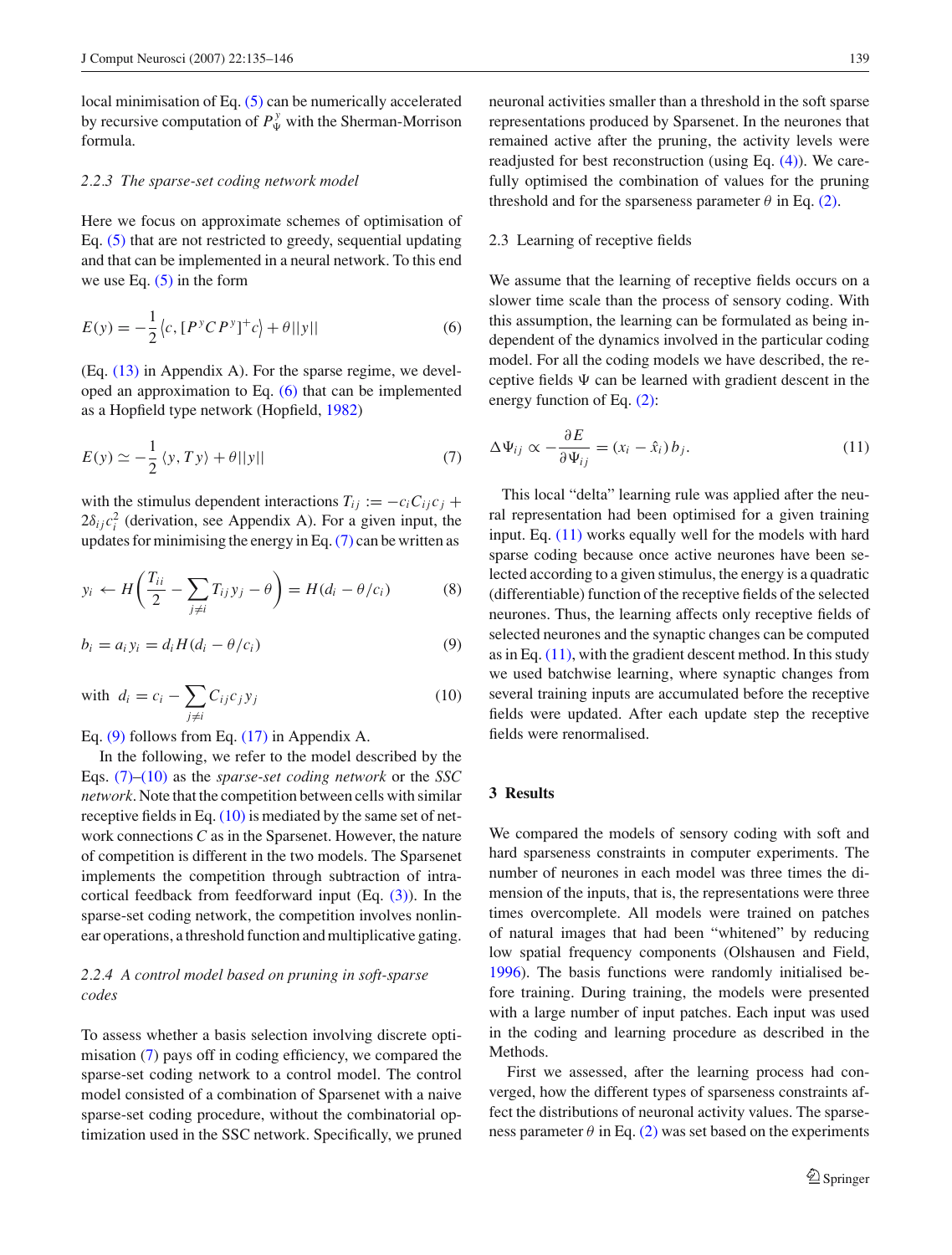local minimisation of Eq. (5) can be numerically accelerated by recursive computation of $P_\Psi^y$ with the Sherman-Morrison formula.

#### 2.2.3 The sparse-set coding network model

Here we focus on approximate schemes of optimisation of Eq. (5) that are not restricted to greedy, sequential updating and that can be implemented in a neural network. To this end we use Eq. (5) in the form

$$E(y) = -\frac{1}{2}\left\langle c, [P^y C P^y]^+ c\right\rangle + \theta||y|| \tag{6}$$

(Eq. (13) in Appendix A). For the sparse regime, we developed an approximation to Eq. (6) that can be implemented as a Hopfield type network (Hopfield, 1982)

$$E(y) \simeq -\frac{1}{2}\langle y, Ty\rangle + \theta||y|| \tag{7}$$

with the stimulus dependent interactions $T_{ij} := -c_i C_{ij} c_j + 2\delta_{ij} c_i^2$ (derivation, see Appendix A). For a given input, the updates for minimising the energy in Eq. (7) can be written as

$$y_i \leftarrow H\left(\frac{T_{ii}}{2} - \sum_{j\neq i} T_{ij} y_j - \theta\right) = H(d_i - \theta/c_i) \tag{8}$$

$$b_i = a_i y_i = d_i H(d_i - \theta/c_i) \tag{9}$$

$$\text{with} \;\; d_i = c_i - \sum_{j\neq i} C_{ij} c_j y_j \tag{10}$$

Eq. (9) follows from Eq. (17) in Appendix A.

In the following, we refer to the model described by the Eqs. (7)–(10) as the *sparse-set coding network* or the *SSC network*. Note that the competition between cells with similar receptive fields in Eq. (10) is mediated by the same set of network connections $C$ as in the Sparsenet. However, the nature of competition is different in the two models. The Sparsenet implements the competition through subtraction of intracortical feedback from feedforward input (Eq. (3)). In the sparse-set coding network, the competition involves nonlinear operations, a threshold function and multiplicative gating.

#### 2.2.4 A control model based on pruning in soft-sparse codes

To assess whether a basis selection involving discrete optimisation (7) pays off in coding efficiency, we compared the sparse-set coding network to a control model. The control model consisted of a combination of Sparsenet with a naive sparse-set coding procedure, without the combinatorial optimization used in the SSC network. Specifically, we pruned neuronal activities smaller than a threshold in the soft sparse representations produced by Sparsenet. In the neurones that remained active after the pruning, the activity levels were readjusted for best reconstruction (using Eq. (4)). We carefully optimised the combination of values for the pruning threshold and for the sparseness parameter $\theta$ in Eq. (2).

### 2.3 Learning of receptive fields

We assume that the learning of receptive fields occurs on a slower time scale than the process of sensory coding. With this assumption, the learning can be formulated as being independent of the dynamics involved in the particular coding model. For all the coding models we have described, the receptive fields $\Psi$ can be learned with gradient descent in the energy function of Eq. (2):

$$\Delta\Psi_{ij} \propto -\frac{\partial E}{\partial \Psi_{ij}} = (x_i - \hat{x}_i)\, b_j. \tag{11}$$

This local "delta" learning rule was applied after the neural representation had been optimised for a given training input. Eq. (11) works equally well for the models with hard sparse coding because once active neurones have been selected according to a given stimulus, the energy is a quadratic (differentiable) function of the receptive fields of the selected neurones. Thus, the learning affects only receptive fields of selected neurones and the synaptic changes can be computed as in Eq. (11), with the gradient descent method. In this study we used batchwise learning, where synaptic changes from several training inputs are accumulated before the receptive fields were updated. After each update step the receptive fields were renormalised.

## 3 Results

We compared the models of sensory coding with soft and hard sparseness constraints in computer experiments. The number of neurones in each model was three times the dimension of the inputs, that is, the representations were three times overcomplete. All models were trained on patches of natural images that had been "whitened" by reducing low spatial frequency components (Olshausen and Field, 1996). The basis functions were randomly initialised before training. During training, the models were presented with a large number of input patches. Each input was used in the coding and learning procedure as described in the Methods.

First we assessed, after the learning process had converged, how the different types of sparseness constraints affect the distributions of neuronal activity values. The sparseness parameter $\theta$ in Eq. (2) was set based on the experiments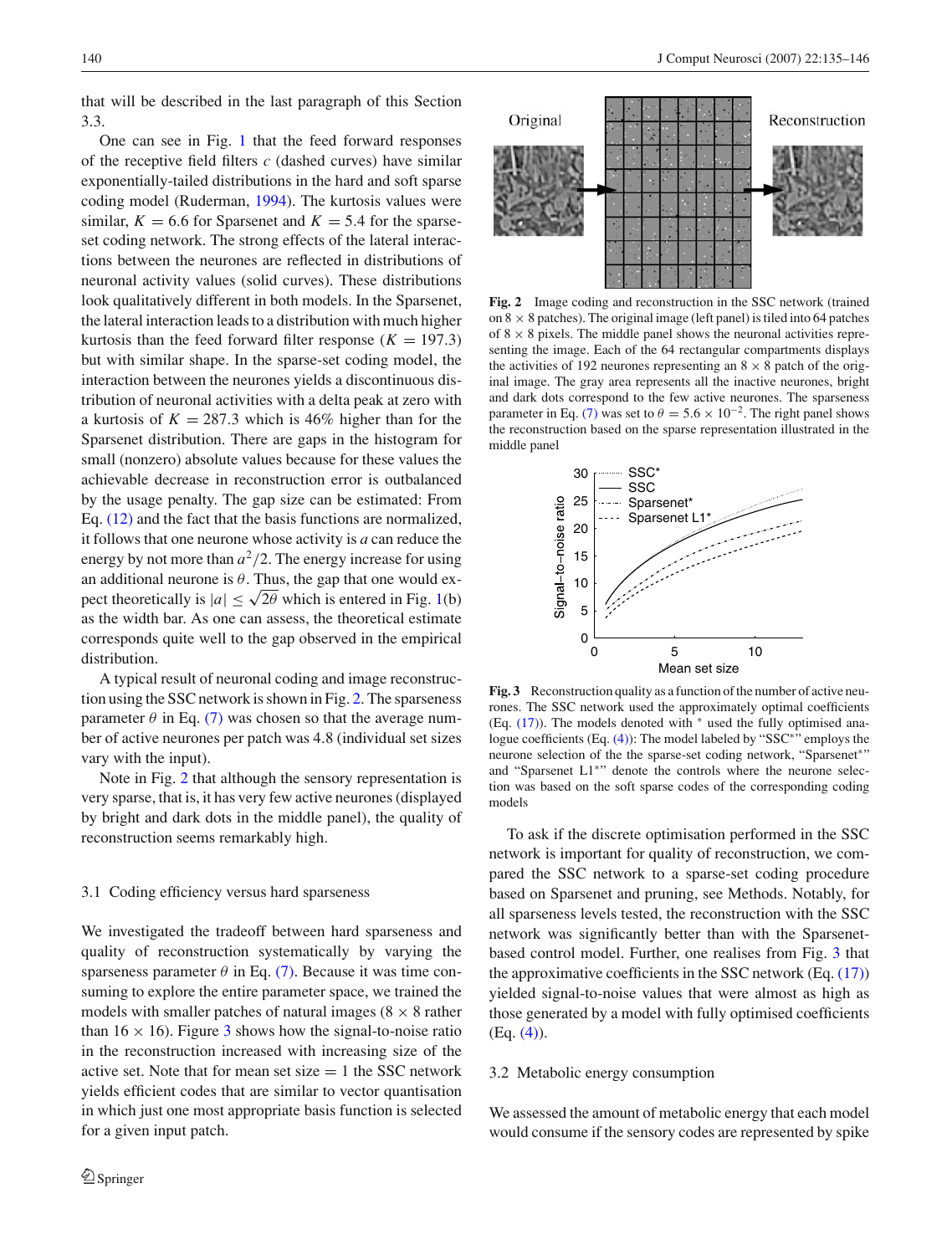that will be described in the last paragraph of this Section 3.3.

One can see in Fig. 1 that the feed forward responses of the receptive field filters $c$ (dashed curves) have similar exponentially-tailed distributions in the hard and soft sparse coding model (Ruderman, 1994). The kurtosis values were similar, $K = 6.6$ for Sparsenet and $K = 5.4$ for the sparse-set coding network. The strong effects of the lateral interactions between the neurones are reflected in distributions of neuronal activity values (solid curves). These distributions look qualitatively different in both models. In the Sparsenet, the lateral interaction leads to a distribution with much higher kurtosis than the feed forward filter response ($K = 197.3$) but with similar shape. In the sparse-set coding model, the interaction between the neurones yields a discontinuous distribution of neuronal activities with a delta peak at zero with a kurtosis of $K = 287.3$ which is 46% higher than for the Sparsenet distribution. There are gaps in the histogram for small (nonzero) absolute values because for these values the achievable decrease in reconstruction error is outbalanced by the usage penalty. The gap size can be estimated: From Eq. (12) and the fact that the basis functions are normalized, it follows that one neurone whose activity is $a$ can reduce the energy by not more than $a^2/2$. The energy increase for using an additional neurone is $\theta$. Thus, the gap that one would expect theoretically is $|a| \leq \sqrt{2\theta}$ which is entered in Fig. 1(b) as the width bar. As one can assess, the theoretical estimate corresponds quite well to the gap observed in the empirical distribution.

A typical result of neuronal coding and image reconstruction using the SSC network is shown in Fig. 2. The sparseness parameter $\theta$ in Eq. (7) was chosen so that the average number of active neurones per patch was 4.8 (individual set sizes vary with the input).

Note in Fig. 2 that although the sensory representation is very sparse, that is, it has very few active neurones (displayed by bright and dark dots in the middle panel), the quality of reconstruction seems remarkably high.

**Fig. 2** Image coding and reconstruction in the SSC network (trained on $8 \times 8$ patches). The original image (left panel) is tiled into 64 patches of $8 \times 8$ pixels. The middle panel shows the neuronal activities representing the image. Each of the 64 rectangular compartments displays the activities of 192 neurones representing an $8 \times 8$ patch of the original image. The gray area represents all the inactive neurones, bright and dark dots correspond to the few active neurones. The sparseness parameter in Eq. (7) was set to $\theta = 5.6 \times 10^{-2}$. The right panel shows the reconstruction based on the sparse representation illustrated in the middle panel

**Fig. 3** Reconstruction quality as a function of the number of active neurones. The SSC network used the approximately optimal coefficients (Eq. (17)). The models denoted with * used the fully optimised analogue coefficients (Eq. (4)): The model labeled by "SSC*" employs the neurone selection of the the sparse-set coding network, "Sparsenet*" and "Sparsenet L1*" denote the controls where the neurone selection was based on the soft sparse codes of the corresponding coding models

### 3.1 Coding efficiency versus hard sparseness

We investigated the tradeoff between hard sparseness and quality of reconstruction systematically by varying the sparseness parameter $\theta$ in Eq. (7). Because it was time consuming to explore the entire parameter space, we trained the models with smaller patches of natural images ($8 \times 8$ rather than $16 \times 16$). Figure 3 shows how the signal-to-noise ratio in the reconstruction increased with increasing size of the active set. Note that for mean set size = 1 the SSC network yields efficient codes that are similar to vector quantisation in which just one most appropriate basis function is selected for a given input patch.

To ask if the discrete optimisation performed in the SSC network is important for quality of reconstruction, we compared the SSC network to a sparse-set coding procedure based on Sparsenet and pruning, see Methods. Notably, for all sparseness levels tested, the reconstruction with the SSC network was significantly better than with the Sparsenet-based control model. Further, one realises from Fig. 3 that the approximative coefficients in the SSC network (Eq. (17)) yielded signal-to-noise values that were almost as high as those generated by a model with fully optimised coefficients (Eq. (4)).

### 3.2 Metabolic energy consumption

We assessed the amount of metabolic energy that each model would consume if the sensory codes are represented by spike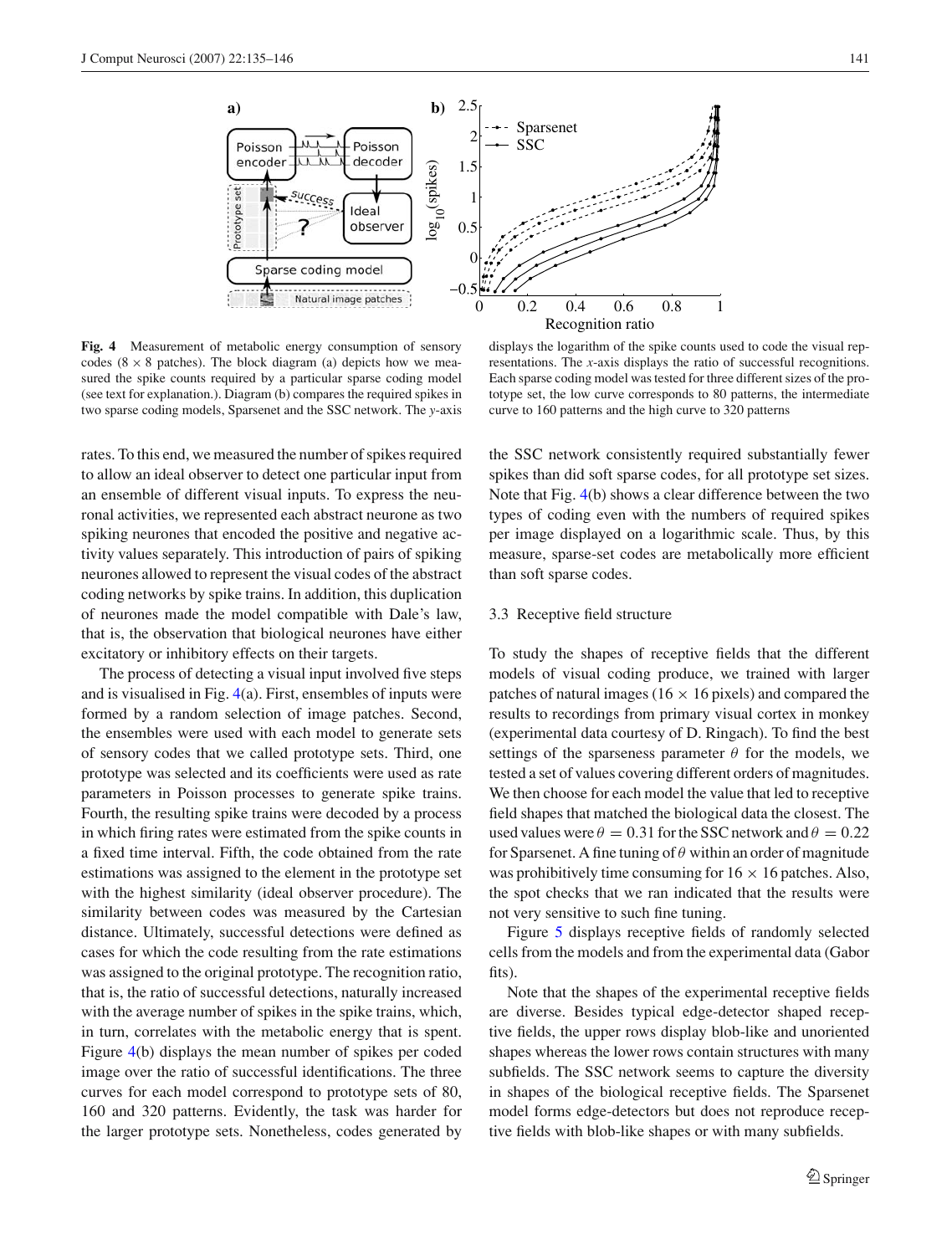a)

Poisson encoder

Poisson decoder

Prototype set

success

?

Ideal observer

Sparse coding model

Natural image patches

b)

2.5

2

1.5

1

0.5

0

−0.5

$\log_{10}$(spikes)

Sparsenet

SSC

0 0.2 0.4 0.6 0.8 1

Recognition ratio

**Fig. 4** Measurement of metabolic energy consumption of sensory codes ($8 \times 8$ patches). The block diagram (a) depicts how we measured the spike counts required by a particular sparse coding model (see text for explanation.). Diagram (b) compares the required spikes in two sparse coding models, Sparsenet and the SSC network. The *y*-axis displays the logarithm of the spike counts used to code the visual representations. The *x*-axis displays the ratio of successful recognitions. Each sparse coding model was tested for three different sizes of the prototype set, the low curve corresponds to 80 patterns, the intermediate curve to 160 patterns and the high curve to 320 patterns

rates. To this end, we measured the number of spikes required to allow an ideal observer to detect one particular input from an ensemble of different visual inputs. To express the neuronal activities, we represented each abstract neurone as two spiking neurones that encoded the positive and negative activity values separately. This introduction of pairs of spiking neurones allowed to represent the visual codes of the abstract coding networks by spike trains. In addition, this duplication of neurones made the model compatible with Dale's law, that is, the observation that biological neurones have either excitatory or inhibitory effects on their targets.

The process of detecting a visual input involved five steps and is visualised in Fig. 4(a). First, ensembles of inputs were formed by a random selection of image patches. Second, the ensembles were used with each model to generate sets of sensory codes that we called prototype sets. Third, one prototype was selected and its coefficients were used as rate parameters in Poisson processes to generate spike trains. Fourth, the resulting spike trains were decoded by a process in which firing rates were estimated from the spike counts in a fixed time interval. Fifth, the code obtained from the rate estimations was assigned to the element in the prototype set with the highest similarity (ideal observer procedure). The similarity between codes was measured by the Cartesian distance. Ultimately, successful detections were defined as cases for which the code resulting from the rate estimations was assigned to the original prototype. The recognition ratio, that is, the ratio of successful detections, naturally increased with the average number of spikes in the spike trains, which, in turn, correlates with the metabolic energy that is spent. Figure 4(b) displays the mean number of spikes per coded image over the ratio of successful identifications. The three curves for each model correspond to prototype sets of 80, 160 and 320 patterns. Evidently, the task was harder for the larger prototype sets. Nonetheless, codes generated by the SSC network consistently required substantially fewer spikes than did soft sparse codes, for all prototype set sizes. Note that Fig. 4(b) shows a clear difference between the two types of coding even with the numbers of required spikes per image displayed on a logarithmic scale. Thus, by this measure, sparse-set codes are metabolically more efficient than soft sparse codes.

### 3.3 Receptive field structure

To study the shapes of receptive fields that the different models of visual coding produce, we trained with larger patches of natural images ($16 \times 16$ pixels) and compared the results to recordings from primary visual cortex in monkey (experimental data courtesy of D. Ringach). To find the best settings of the sparseness parameter $\theta$ for the models, we tested a set of values covering different orders of magnitudes. We then choose for each model the value that led to receptive field shapes that matched the biological data the closest. The used values were $\theta = 0.31$ for the SSC network and $\theta = 0.22$ for Sparsenet. A fine tuning of $\theta$ within an order of magnitude was prohibitively time consuming for $16 \times 16$ patches. Also, the spot checks that we ran indicated that the results were not very sensitive to such fine tuning.

Figure 5 displays receptive fields of randomly selected cells from the models and from the experimental data (Gabor fits).

Note that the shapes of the experimental receptive fields are diverse. Besides typical edge-detector shaped receptive fields, the upper rows display blob-like and unoriented shapes whereas the lower rows contain structures with many subfields. The SSC network seems to capture the diversity in shapes of the biological receptive fields. The Sparsenet model forms edge-detectors but does not reproduce receptive fields with blob-like shapes or with many subfields.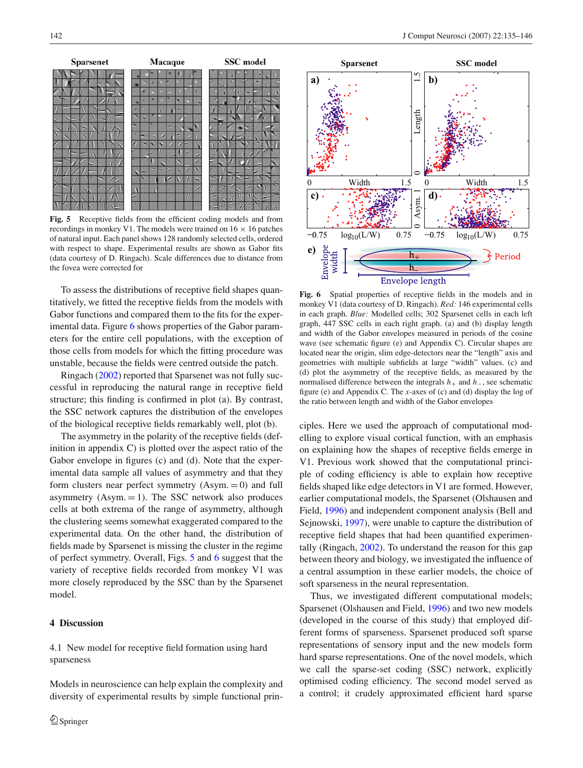**Fig. 5** Receptive fields from the efficient coding models and from recordings in monkey V1. The models were trained on 16 × 16 patches of natural input. Each panel shows 128 randomly selected cells, ordered with respect to shape. Experimental results are shown as Gabor fits (data courtesy of D. Ringach). Scale differences due to distance from the fovea were corrected for

To assess the distributions of receptive field shapes quantitatively, we fitted the receptive fields from the models with Gabor functions and compared them to the fits for the experimental data. Figure 6 shows properties of the Gabor parameters for the entire cell populations, with the exception of those cells from models for which the fitting procedure was unstable, because the fields were centred outside the patch.

Ringach (2002) reported that Sparsenet was not fully successful in reproducing the natural range in receptive field structure; this finding is confirmed in plot (a). By contrast, the SSC network captures the distribution of the envelopes of the biological receptive fields remarkably well, plot (b).

The asymmetry in the polarity of the receptive fields (definition in appendix C) is plotted over the aspect ratio of the Gabor envelope in figures (c) and (d). Note that the experimental data sample all values of asymmetry and that they form clusters near perfect symmetry (Asym. = 0) and full asymmetry (Asym. = 1). The SSC network also produces cells at both extrema of the range of asymmetry, although the clustering seems somewhat exaggerated compared to the experimental data. On the other hand, the distribution of fields made by Sparsenet is missing the cluster in the regime of perfect symmetry. Overall, Figs. 5 and 6 suggest that the variety of receptive fields recorded from monkey V1 was more closely reproduced by the SSC than by the Sparsenet model.

**Fig. 6** Spatial properties of receptive fields in the models and in monkey V1 (data courtesy of D. Ringach). *Red:* 146 experimental cells in each graph. *Blue:* Modelled cells; 302 Sparsenet cells in each left graph, 447 SSC cells in each right graph. (a) and (b) display length and width of the Gabor envelopes measured in periods of the cosine wave (see schematic figure (e) and Appendix C). Circular shapes are located near the origin, slim edge-detectors near the "length" axis and geometries with multiple subfields at large "width" values. (c) and (d) plot the asymmetry of the receptive fields, as measured by the normalised difference between the integrals $h_+$ and $h_-$, see schematic figure (e) and Appendix C. The *x*-axes of (c) and (d) display the log of the ratio between length and width of the Gabor envelopes

## 4 Discussion

### 4.1 New model for receptive field formation using hard sparseness

Models in neuroscience can help explain the complexity and diversity of experimental results by simple functional principles. Here we used the approach of computational modelling to explore visual cortical function, with an emphasis on explaining how the shapes of receptive fields emerge in V1. Previous work showed that the computational principle of coding efficiency is able to explain how receptive fields shaped like edge detectors in V1 are formed. However, earlier computational models, the Sparsenet (Olshausen and Field, 1996) and independent component analysis (Bell and Sejnowski, 1997), were unable to capture the distribution of receptive field shapes that had been quantified experimentally (Ringach, 2002). To understand the reason for this gap between theory and biology, we investigated the influence of a central assumption in these earlier models, the choice of soft sparseness in the neural representation.

Thus, we investigated different computational models; Sparsenet (Olshausen and Field, 1996) and two new models (developed in the course of this study) that employed different forms of sparseness. Sparsenet produced soft sparse representations of sensory input and the new models form hard sparse representations. One of the novel models, which we call the sparse-set coding (SSC) network, explicitly optimised coding efficiency. The second model served as a control; it crudely approximated efficient hard sparse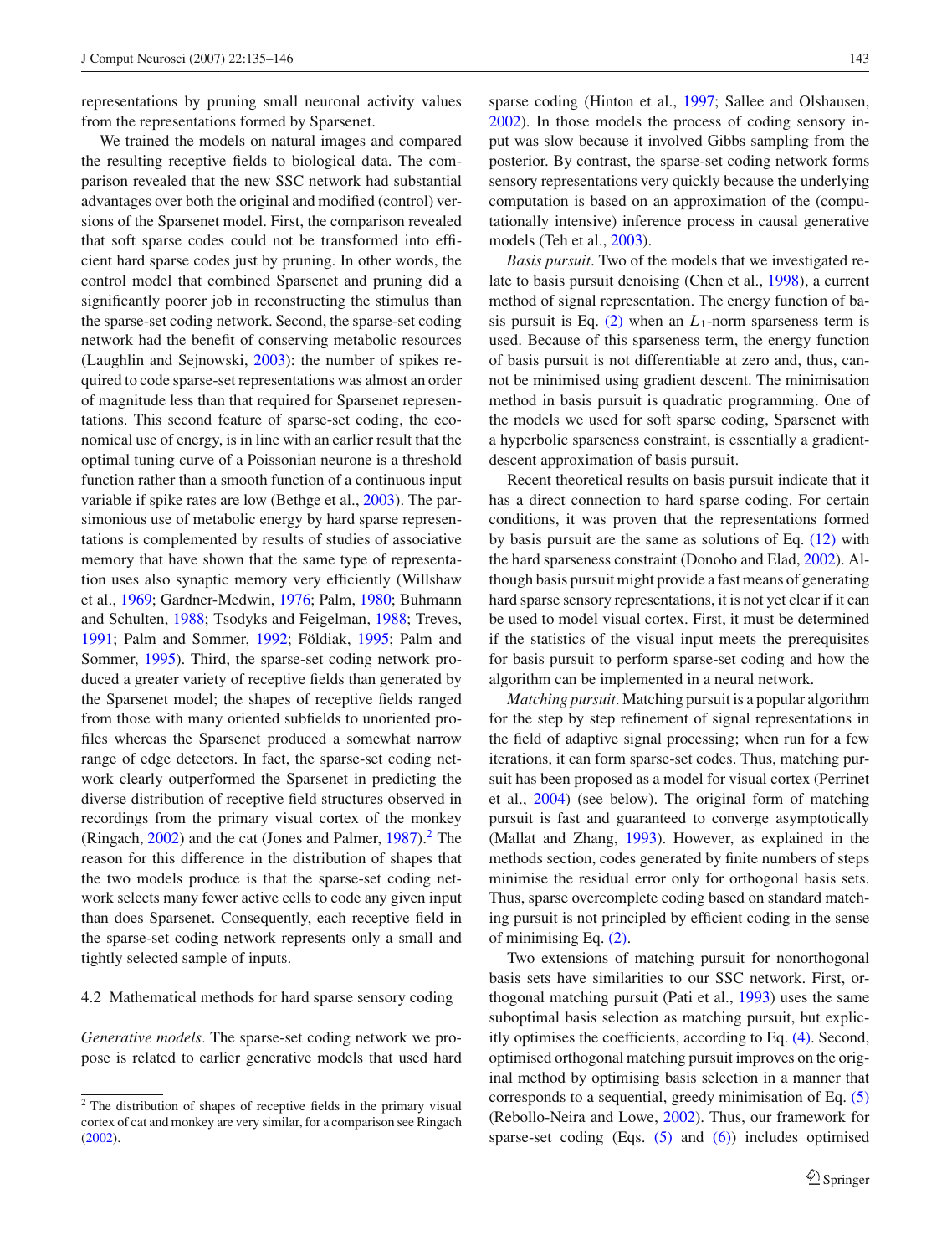representations by pruning small neuronal activity values from the representations formed by Sparsenet.

We trained the models on natural images and compared the resulting receptive fields to biological data. The comparison revealed that the new SSC network had substantial advantages over both the original and modified (control) versions of the Sparsenet model. First, the comparison revealed that soft sparse codes could not be transformed into efficient hard sparse codes just by pruning. In other words, the control model that combined Sparsenet and pruning did a significantly poorer job in reconstructing the stimulus than the sparse-set coding network. Second, the sparse-set coding network had the benefit of conserving metabolic resources (Laughlin and Sejnowski, 2003): the number of spikes required to code sparse-set representations was almost an order of magnitude less than that required for Sparsenet representations. This second feature of sparse-set coding, the economical use of energy, is in line with an earlier result that the optimal tuning curve of a Poissonian neurone is a threshold function rather than a smooth function of a continuous input variable if spike rates are low (Bethge et al., 2003). The parsimonious use of metabolic energy by hard sparse representations is complemented by results of studies of associative memory that have shown that the same type of representation uses also synaptic memory very efficiently (Willshaw et al., 1969; Gardner-Medwin, 1976; Palm, 1980; Buhmann and Schulten, 1988; Tsodyks and Feigelman, 1988; Treves, 1991; Palm and Sommer, 1992; Földiak, 1995; Palm and Sommer, 1995). Third, the sparse-set coding network produced a greater variety of receptive fields than generated by the Sparsenet model; the shapes of receptive fields ranged from those with many oriented subfields to unoriented profiles whereas the Sparsenet produced a somewhat narrow range of edge detectors. In fact, the sparse-set coding network clearly outperformed the Sparsenet in predicting the diverse distribution of receptive field structures observed in recordings from the primary visual cortex of the monkey (Ringach, 2002) and the cat (Jones and Palmer, 1987).[2] The reason for this difference in the distribution of shapes that the two models produce is that the sparse-set coding network selects many fewer active cells to code any given input than does Sparsenet. Consequently, each receptive field in the sparse-set coding network represents only a small and tightly selected sample of inputs.

### 4.2 Mathematical methods for hard sparse sensory coding

*Generative models.* The sparse-set coding network we propose is related to earlier generative models that used hard sparse coding (Hinton et al., 1997; Sallee and Olshausen, 2002). In those models the process of coding sensory input was slow because it involved Gibbs sampling from the posterior. By contrast, the sparse-set coding network forms sensory representations very quickly because the underlying computation is based on an approximation of the (computationally intensive) inference process in causal generative models (Teh et al., 2003).

*Basis pursuit.* Two of the models that we investigated relate to basis pursuit denoising (Chen et al., 1998), a current method of signal representation. The energy function of basis pursuit is Eq. (2) when an $L_1$-norm sparseness term is used. Because of this sparseness term, the energy function of basis pursuit is not differentiable at zero and, thus, cannot be minimised using gradient descent. The minimisation method in basis pursuit is quadratic programming. One of the models we used for soft sparse coding, Sparsenet with a hyperbolic sparseness constraint, is essentially a gradient-descent approximation of basis pursuit.

Recent theoretical results on basis pursuit indicate that it has a direct connection to hard sparse coding. For certain conditions, it was proven that the representations formed by basis pursuit are the same as solutions of Eq. (12) with the hard sparseness constraint (Donoho and Elad, 2002). Although basis pursuit might provide a fast means of generating hard sparse sensory representations, it is not yet clear if it can be used to model visual cortex. First, it must be determined if the statistics of the visual input meets the prerequisites for basis pursuit to perform sparse-set coding and how the algorithm can be implemented in a neural network.

*Matching pursuit.* Matching pursuit is a popular algorithm for the step by step refinement of signal representations in the field of adaptive signal processing; when run for a few iterations, it can form sparse-set codes. Thus, matching pursuit has been proposed as a model for visual cortex (Perrinet et al., 2004) (see below). The original form of matching pursuit is fast and guaranteed to converge asymptotically (Mallat and Zhang, 1993). However, as explained in the methods section, codes generated by finite numbers of steps minimise the residual error only for orthogonal basis sets. Thus, sparse overcomplete coding based on standard matching pursuit is not principled by efficient coding in the sense of minimising Eq. (2).

Two extensions of matching pursuit for nonorthogonal basis sets have similarities to our SSC network. First, orthogonal matching pursuit (Pati et al., 1993) uses the same suboptimal basis selection as matching pursuit, but explicitly optimises the coefficients, according to Eq. (4). Second, optimised orthogonal matching pursuit improves on the original method by optimising basis selection in a manner that corresponds to a sequential, greedy minimisation of Eq. (5) (Rebollo-Neira and Lowe, 2002). Thus, our framework for sparse-set coding (Eqs. (5) and (6)) includes optimised

[2] The distribution of shapes of receptive fields in the primary visual cortex of cat and monkey are very similar, for a comparison see Ringach (2002).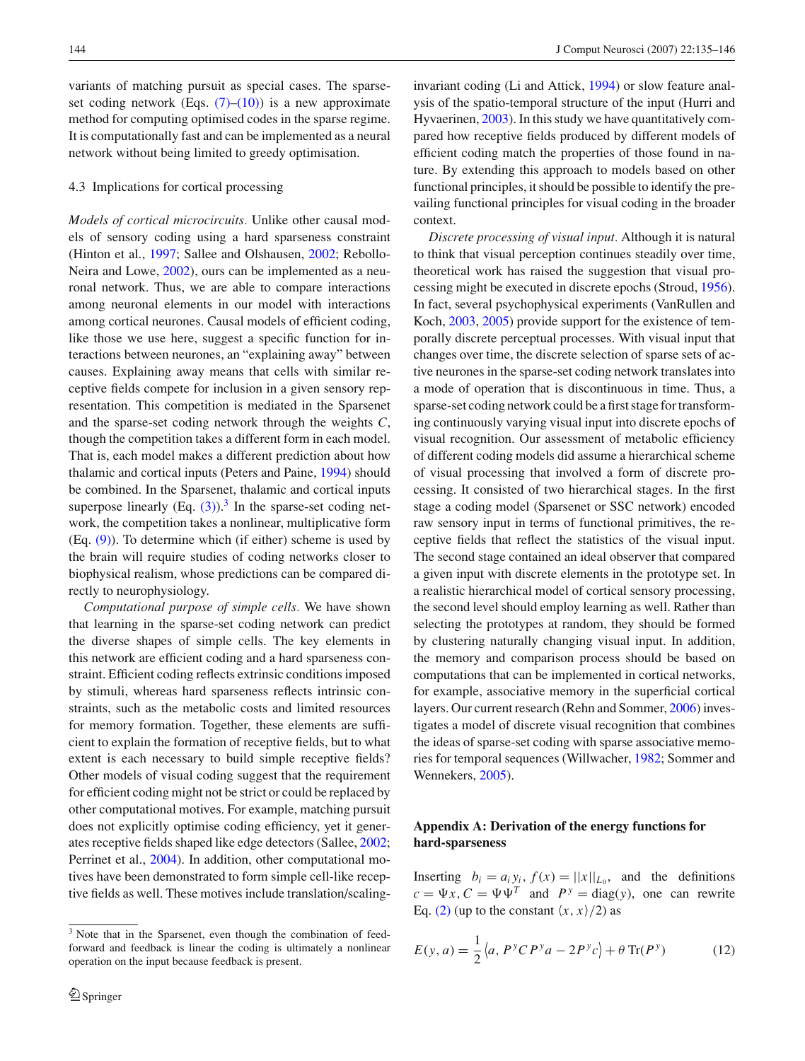variants of matching pursuit as special cases. The sparse-set coding network (Eqs. (7)–(10)) is a new approximate method for computing optimised codes in the sparse regime. It is computationally fast and can be implemented as a neural network without being limited to greedy optimisation.

### 4.3 Implications for cortical processing

*Models of cortical microcircuits.* Unlike other causal models of sensory coding using a hard sparseness constraint (Hinton et al., 1997; Sallee and Olshausen, 2002; Rebollo-Neira and Lowe, 2002), ours can be implemented as a neuronal network. Thus, we are able to compare interactions among neuronal elements in our model with interactions among cortical neurones. Causal models of efficient coding, like those we use here, suggest a specific function for interactions between neurones, an "explaining away" between causes. Explaining away means that cells with similar receptive fields compete for inclusion in a given sensory representation. This competition is mediated in the Sparsenet and the sparse-set coding network through the weights $C$, though the competition takes a different form in each model. That is, each model makes a different prediction about how thalamic and cortical inputs (Peters and Paine, 1994) should be combined. In the Sparsenet, thalamic and cortical inputs superpose linearly (Eq. (3)).[3] In the sparse-set coding network, the competition takes a nonlinear, multiplicative form (Eq. (9)). To determine which (if either) scheme is used by the brain will require studies of coding networks closer to biophysical realism, whose predictions can be compared directly to neurophysiology.

*Computational purpose of simple cells.* We have shown that learning in the sparse-set coding network can predict the diverse shapes of simple cells. The key elements in this network are efficient coding and a hard sparseness constraint. Efficient coding reflects extrinsic conditions imposed by stimuli, whereas hard sparseness reflects intrinsic constraints, such as the metabolic costs and limited resources for memory formation. Together, these elements are sufficient to explain the formation of receptive fields, but to what extent is each necessary to build simple receptive fields? Other models of visual coding suggest that the requirement for efficient coding might not be strict or could be replaced by other computational motives. For example, matching pursuit does not explicitly optimise coding efficiency, yet it generates receptive fields shaped like edge detectors (Sallee, 2002; Perrinet et al., 2004). In addition, other computational motives have been demonstrated to form simple cell-like receptive fields as well. These motives include translation/scaling-invariant coding (Li and Attick, 1994) or slow feature analysis of the spatio-temporal structure of the input (Hurri and Hyvaerinen, 2003). In this study we have quantitatively compared how receptive fields produced by different models of efficient coding match the properties of those found in nature. By extending this approach to models based on other functional principles, it should be possible to identify the prevailing functional principles for visual coding in the broader context.

*Discrete processing of visual input.* Although it is natural to think that visual perception continues steadily over time, theoretical work has raised the suggestion that visual processing might be executed in discrete epochs (Stroud, 1956). In fact, several psychophysical experiments (VanRullen and Koch, 2003, 2005) provide support for the existence of temporally discrete perceptual processes. With visual input that changes over time, the discrete selection of sparse sets of active neurones in the sparse-set coding network translates into a mode of operation that is discontinuous in time. Thus, a sparse-set coding network could be a first stage for transforming continuously varying visual input into discrete epochs of visual recognition. Our assessment of metabolic efficiency of different coding models did assume a hierarchical scheme of visual processing that involved a form of discrete processing. It consisted of two hierarchical stages. In the first stage a coding model (Sparsenet or SSC network) encoded raw sensory input in terms of functional primitives, the receptive fields that reflect the statistics of the visual input. The second stage contained an ideal observer that compared a given input with discrete elements in the prototype set. In a realistic hierarchical model of cortical sensory processing, the second level should employ learning as well. Rather than selecting the prototypes at random, they should be formed by clustering naturally changing visual input. In addition, the memory and comparison process should be based on computations that can be implemented in cortical networks, for example, associative memory in the superficial cortical layers. Our current research (Rehn and Sommer, 2006) investigates a model of discrete visual recognition that combines the ideas of sparse-set coding with sparse associative memories for temporal sequences (Willwacher, 1982; Sommer and Wennekers, 2005).

## Appendix A: Derivation of the energy functions for hard-sparseness

Inserting $b_i = a_i y_i$, $f(x) = ||x||_{L_0}$, and the definitions $c = \Psi x$, $C = \Psi \Psi^T$ and $P^y = \text{diag}(y)$, one can rewrite Eq. (2) (up to the constant $\langle x, x\rangle/2$) as

$$E(y, a) = \frac{1}{2}\left\langle a, P^y C P^y a - 2P^y c\right\rangle + \theta\, \text{Tr}(P^y) \tag{12}$$

[3] Note that in the Sparsenet, even though the combination of feed-forward and feedback is linear the coding is ultimately a nonlinear operation on the input because feedback is present.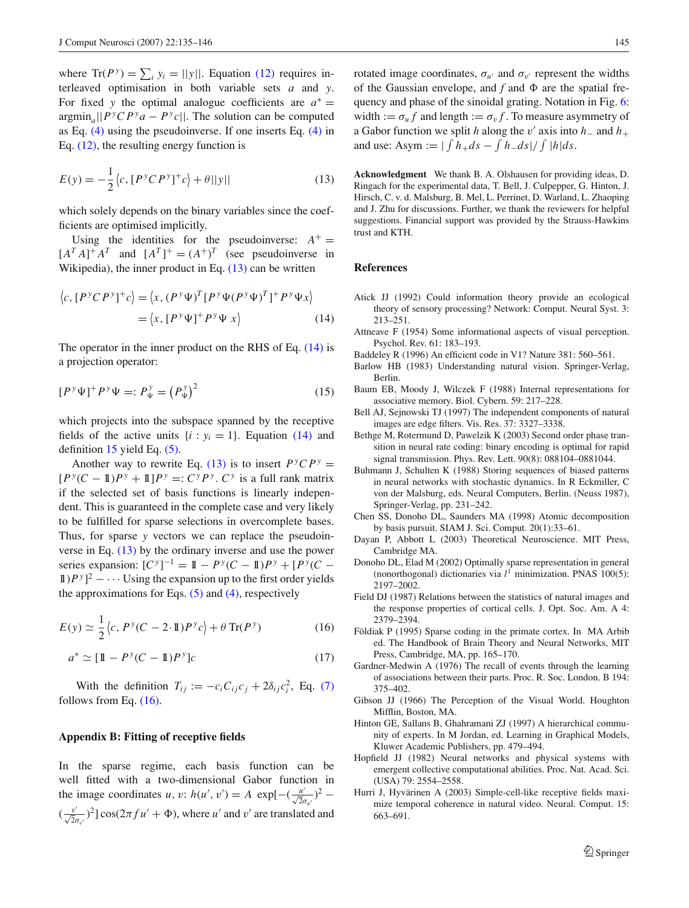where $\mathrm{Tr}(P^y) = \sum_i y_i = ||y||$. Equation (12) requires interleaved optimisation in both variable sets $a$ and $y$. For fixed $y$ the optimal analogue coefficients are $a^* = \mathrm{argmin}_a ||P^y C P^y a - P^y c||$. The solution can be computed as Eq. (4) using the pseudoinverse. If one inserts Eq. (4) in Eq. (12), the resulting energy function is

$$E(y) = -\frac{1}{2}\left\langle c, [P^y C P^y]^+ c\right\rangle + \theta ||y|| \tag{13}$$

which solely depends on the binary variables since the coefficients are optimised implicitly.

Using the identities for the pseudoinverse: $A^+ = [A^T A]^+ A^T$ and $[A^T]^+ = (A^+)^T$ (see pseudoinverse in Wikipedia), the inner product in Eq. (13) can be written

$$\begin{aligned}\left\langle c, [P^y C P^y]^+ c\right\rangle &= \left\langle x, (P^y \Psi)^T [P^y \Psi (P^y \Psi)^T]^+ P^y \Psi x\right\rangle \\ &= \left\langle x, [P^y \Psi]^+ P^y \Psi\ x\right\rangle\end{aligned} \tag{14}$$

The operator in the inner product on the RHS of Eq. (14) is a projection operator:

$$[P^y \Psi]^+ P^y \Psi =: P^y_\Psi = \left(P^y_\Psi\right)^2 \tag{15}$$

which projects into the subspace spanned by the receptive fields of the active units $\{i : y_i = 1\}$. Equation (14) and definition 15 yield Eq. (5).

Another way to rewrite Eq. (13) is to insert $P^y C P^y = [P^y(C - \mathbb{1})P^y + \mathbb{1}]P^y =: C^y P^y$. $C^y$ is a full rank matrix if the selected set of basis functions is linearly independent. This is guaranteed in the complete case and very likely to be fulfilled for sparse selections in overcomplete bases. Thus, for sparse $y$ vectors we can replace the pseudoinverse in Eq. (13) by the ordinary inverse and use the power series expansion: $[C^y]^{-1} = \mathbb{1} - P^y(C - \mathbb{1})P^y + [P^y(C - \mathbb{1})P^y]^2 - \cdots$ Using the expansion up to the first order yields the approximations for Eqs. (5) and (4), respectively

$$E(y) \simeq \frac{1}{2}\left\langle c, P^y(C - 2\cdot\mathbb{1})P^y c\right\rangle + \theta\, \mathrm{Tr}(P^y) \tag{16}$$

$$a^* \simeq [\mathbb{1} - P^y(C - \mathbb{1})P^y]c \tag{17}$$

With the definition $T_{ij} := -c_i C_{ij} c_j + 2\delta_{ij} c_i^2$, Eq. (7) follows from Eq. (16).

## Appendix B: Fitting of receptive fields

In the sparse regime, each basis function can be well fitted with a two-dimensional Gabor function in the image coordinates $u, v$: $h(u', v') = A\ \exp[-(\frac{u'}{\sqrt{2}\sigma_{u'}})^2 - (\frac{v'}{\sqrt{2}\sigma_{v'}})^2]\cos(2\pi f u' + \Phi)$, where $u'$ and $v'$ are translated and rotated image coordinates, $\sigma_{u'}$ and $\sigma_{v'}$ represent the widths of the Gaussian envelope, and $f$ and $\Phi$ are the spatial frequency and phase of the sinoidal grating. Notation in Fig. 6: width $:= \sigma_u f$ and length $:= \sigma_v f$. To measure asymmetry of a Gabor function we split $h$ along the $v'$ axis into $h_-$ and $h_+$ and use: Asym $:= |\int h_+ ds - \int h_- ds| / \int |h| ds$.

**Acknowledgment** We thank B. A. Olshausen for providing ideas, D. Ringach for the experimental data, T. Bell, J. Culpepper, G. Hinton, J. Hirsch, C. v. d. Malsburg, B. Mel, L. Perrinet, D. Warland, L. Zhaoping and J. Zhu for discussions. Further, we thank the reviewers for helpful suggestions. Financial support was provided by the Strauss-Hawkins trust and KTH.

## References

Atick JJ (1992) Could information theory provide an ecological theory of sensory processing? Network: Comput. Neural Syst. 3: 213–251.

Attneave F (1954) Some informational aspects of visual perception. Psychol. Rev. 61: 183–193.

Baddeley R (1996) An efficient code in V1? Nature 381: 560–561.

Barlow HB (1983) Understanding natural vision. Springer-Verlag, Berlin.

Baum EB, Moody J, Wilczek F (1988) Internal representations for associative memory. Biol. Cybern. 59: 217–228.

Bell AJ, Sejnowski TJ (1997) The independent components of natural images are edge filters. Vis. Res. 37: 3327–3338.

Bethge M, Rotermund D, Pawelzik K (2003) Second order phase transition in neural rate coding: binary encoding is optimal for rapid signal transmission. Phys. Rev. Lett. 90(8): 088104–0881044.

Buhmann J, Schulten K (1988) Storing sequences of biased patterns in neural networks with stochastic dynamics. In R Eckmiller, C von der Malsburg, eds. Neural Computers, Berlin. (Neuss 1987), Springer-Verlag, pp. 231–242.

Chen SS, Donoho DL, Saunders MA (1998) Atomic decomposition by basis pursuit. SIAM J. Sci. Comput. 20(1):33–61.

Dayan P, Abbott L (2003) Theoretical Neuroscience. MIT Press, Cambridge MA.

Donoho DL, Elad M (2002) Optimally sparse representation in general (nonorthogonal) dictionaries via $l^1$ minimization. PNAS 100(5): 2197–2002.

Field DJ (1987) Relations between the statistics of natural images and the response properties of cortical cells. J. Opt. Soc. Am. A 4: 2379–2394.

Földiak P (1995) Sparse coding in the primate cortex. In MA Arbib ed. The Handbook of Brain Theory and Neural Networks, MIT Press, Cambridge, MA, pp. 165–170.

Gardner-Medwin A (1976) The recall of events through the learning of associations between their parts. Proc. R. Soc. London. B 194: 375–402.

Gibson JJ (1966) The Perception of the Visual World. Houghton Mifflin, Boston, MA.

Hinton GE, Sallans B, Ghahramani ZJ (1997) A hierarchical community of experts. In M Jordan, ed. Learning in Graphical Models, Kluwer Academic Publishers, pp. 479–494.

Hopfield JJ (1982) Neural networks and physical systems with emergent collective computational abilities. Proc. Nat. Acad. Sci. (USA) 79: 2554–2558.

Hurri J, Hyvärinen A (2003) Simple-cell-like receptive fields maximize temporal coherence in natural video. Neural. Comput. 15: 663–691.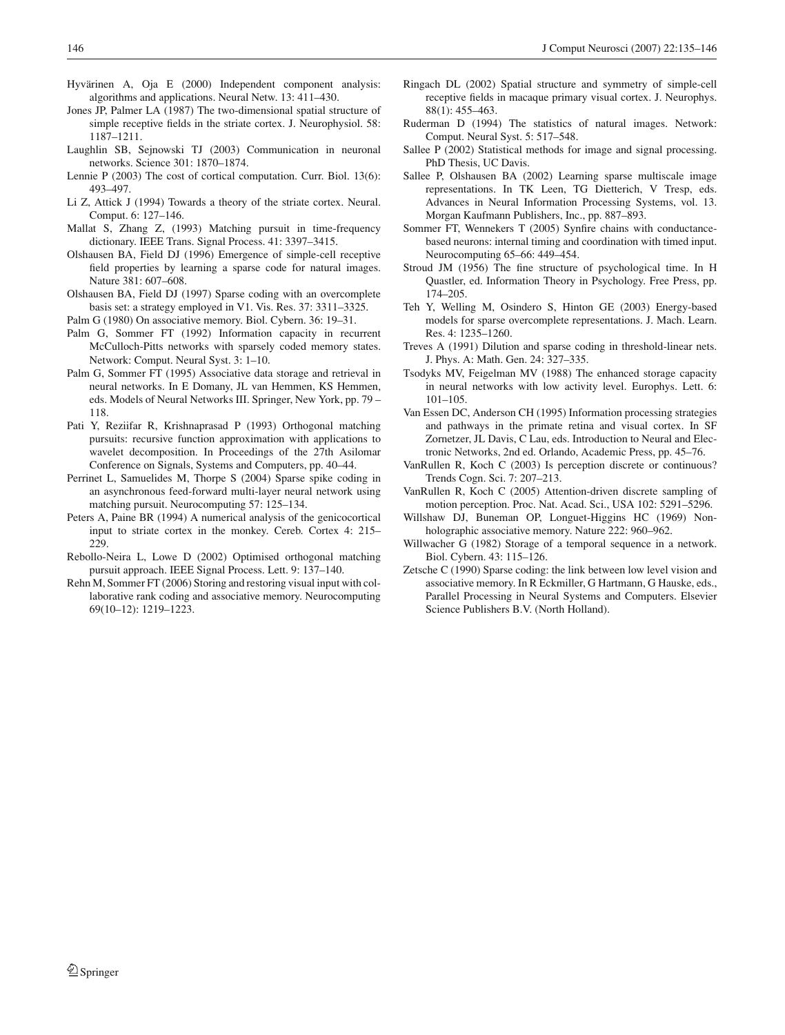Hyvärinen A, Oja E (2000) Independent component analysis: algorithms and applications. Neural Netw. 13: 411–430.

Jones JP, Palmer LA (1987) The two-dimensional spatial structure of simple receptive fields in the striate cortex. J. Neurophysiol. 58: 1187–1211.

Laughlin SB, Sejnowski TJ (2003) Communication in neuronal networks. Science 301: 1870–1874.

Lennie P (2003) The cost of cortical computation. Curr. Biol. 13(6): 493–497.

Li Z, Attick J (1994) Towards a theory of the striate cortex. Neural. Comput. 6: 127–146.

Mallat S, Zhang Z, (1993) Matching pursuit in time-frequency dictionary. IEEE Trans. Signal Process. 41: 3397–3415.

Olshausen BA, Field DJ (1996) Emergence of simple-cell receptive field properties by learning a sparse code for natural images. Nature 381: 607–608.

Olshausen BA, Field DJ (1997) Sparse coding with an overcomplete basis set: a strategy employed in V1. Vis. Res. 37: 3311–3325.

Palm G (1980) On associative memory. Biol. Cybern. 36: 19–31.

Palm G, Sommer FT (1992) Information capacity in recurrent McCulloch-Pitts networks with sparsely coded memory states. Network: Comput. Neural Syst. 3: 1–10.

Palm G, Sommer FT (1995) Associative data storage and retrieval in neural networks. In E Domany, JL van Hemmen, KS Hemmen, eds. Models of Neural Networks III. Springer, New York, pp. 79 – 118.

Pati Y, Reziifar R, Krishnaprasad P (1993) Orthogonal matching pursuits: recursive function approximation with applications to wavelet decomposition. In Proceedings of the 27th Asilomar Conference on Signals, Systems and Computers, pp. 40–44.

Perrinet L, Samuelides M, Thorpe S (2004) Sparse spike coding in an asynchronous feed-forward multi-layer neural network using matching pursuit. Neurocomputing 57: 125–134.

Peters A, Paine BR (1994) A numerical analysis of the genicocortical input to striate cortex in the monkey. Cereb. Cortex 4: 215–229.

Rebollo-Neira L, Lowe D (2002) Optimised orthogonal matching pursuit approach. IEEE Signal Process. Lett. 9: 137–140.

Rehn M, Sommer FT (2006) Storing and restoring visual input with collaborative rank coding and associative memory. Neurocomputing 69(10–12): 1219–1223.

Ringach DL (2002) Spatial structure and symmetry of simple-cell receptive fields in macaque primary visual cortex. J. Neurophys. 88(1): 455–463.

Ruderman D (1994) The statistics of natural images. Network: Comput. Neural Syst. 5: 517–548.

Sallee P (2002) Statistical methods for image and signal processing. PhD Thesis, UC Davis.

Sallee P, Olshausen BA (2002) Learning sparse multiscale image representations. In TK Leen, TG Dietterich, V Tresp, eds. Advances in Neural Information Processing Systems, vol. 13. Morgan Kaufmann Publishers, Inc., pp. 887–893.

Sommer FT, Wennekers T (2005) Synfire chains with conductance-based neurons: internal timing and coordination with timed input. Neurocomputing 65–66: 449–454.

Stroud JM (1956) The fine structure of psychological time. In H Quastler, ed. Information Theory in Psychology. Free Press, pp. 174–205.

Teh Y, Welling M, Osindero S, Hinton GE (2003) Energy-based models for sparse overcomplete representations. J. Mach. Learn. Res. 4: 1235–1260.

Treves A (1991) Dilution and sparse coding in threshold-linear nets. J. Phys. A: Math. Gen. 24: 327–335.

Tsodyks MV, Feigelman MV (1988) The enhanced storage capacity in neural networks with low activity level. Europhys. Lett. 6: 101–105.

Van Essen DC, Anderson CH (1995) Information processing strategies and pathways in the primate retina and visual cortex. In SF Zornetzer, JL Davis, C Lau, eds. Introduction to Neural and Electronic Networks, 2nd ed. Orlando, Academic Press, pp. 45–76.

VanRullen R, Koch C (2003) Is perception discrete or continuous? Trends Cogn. Sci. 7: 207–213.

VanRullen R, Koch C (2005) Attention-driven discrete sampling of motion perception. Proc. Nat. Acad. Sci., USA 102: 5291–5296.

Willshaw DJ, Buneman OP, Longuet-Higgins HC (1969) Non-holographic associative memory. Nature 222: 960–962.

Willwacher G (1982) Storage of a temporal sequence in a network. Biol. Cybern. 43: 115–126.

Zetsche C (1990) Sparse coding: the link between low level vision and associative memory. In R Eckmiller, G Hartmann, G Hauske, eds., Parallel Processing in Neural Systems and Computers. Elsevier Science Publishers B.V. (North Holland).